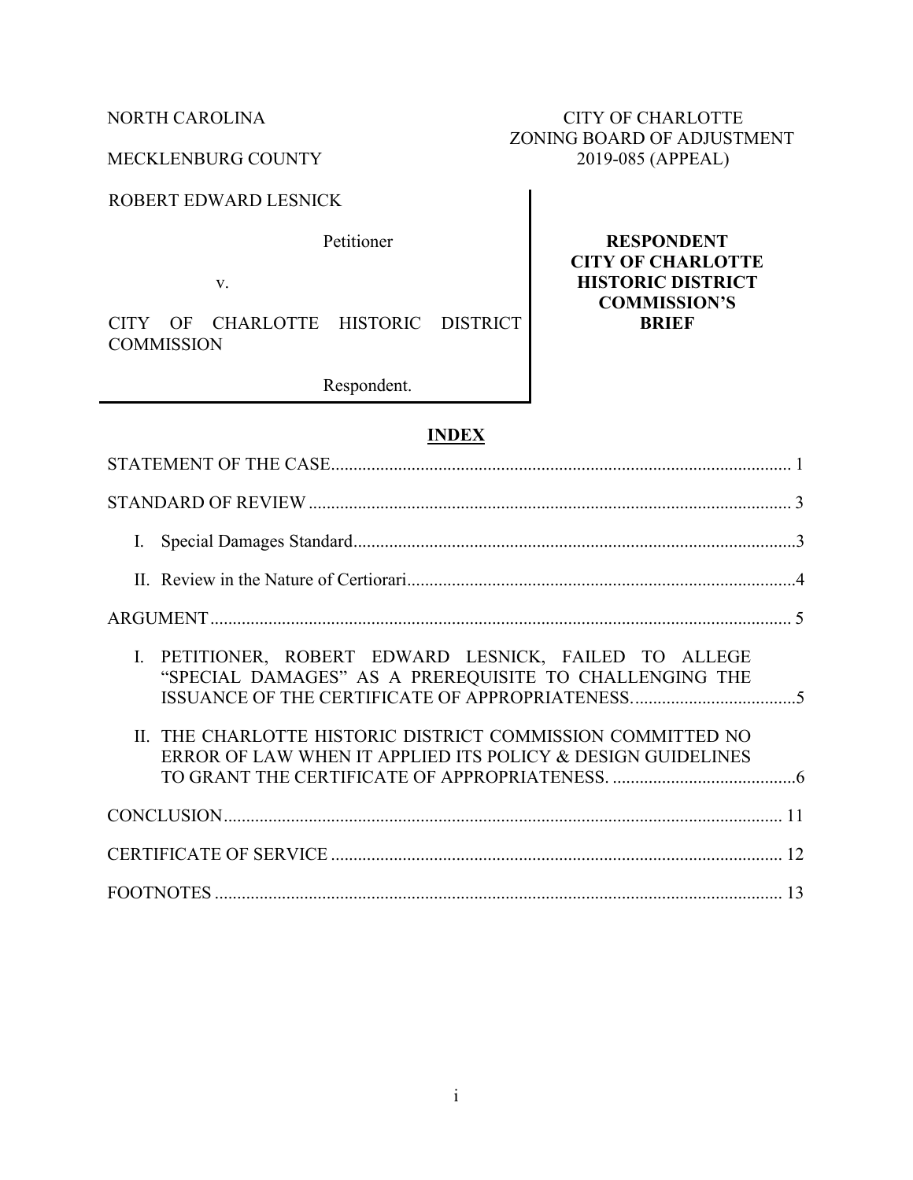NORTH CAROLINA

MECKLENBURG COUNTY

CITY OF CHARLOTTE
ZONING BOARD OF ADJUSTMENT
2019-085 (APPEAL)

ROBERT EDWARD LESNICK

Petitioner

v.

CITY OF CHARLOTTE HISTORIC DISTRICT COMMISSION

Respondent.

**RESPONDENT CITY OF CHARLOTTE HISTORIC DISTRICT COMMISSION'S BRIEF**

## INDEX

STATEMENT OF THE CASE ........................................................ 1

STANDARD OF REVIEW ........................................................ 3

- I. Special Damages Standard ........................................................ 3
- II. Review in the Nature of Certiorari ........................................................ 4

ARGUMENT ........................................................ 5

- I. PETITIONER, ROBERT EDWARD LESNICK, FAILED TO ALLEGE "SPECIAL DAMAGES" AS A PREREQUISITE TO CHALLENGING THE ISSUANCE OF THE CERTIFICATE OF APPROPRIATENESS. ........................................................ 5
- II. THE CHARLOTTE HISTORIC DISTRICT COMMISSION COMMITTED NO ERROR OF LAW WHEN IT APPLIED ITS POLICY & DESIGN GUIDELINES TO GRANT THE CERTIFICATE OF APPROPRIATENESS. ........................................................ 6

CONCLUSION ........................................................ 11

CERTIFICATE OF SERVICE ........................................................ 12

FOOTNOTES ........................................................ 13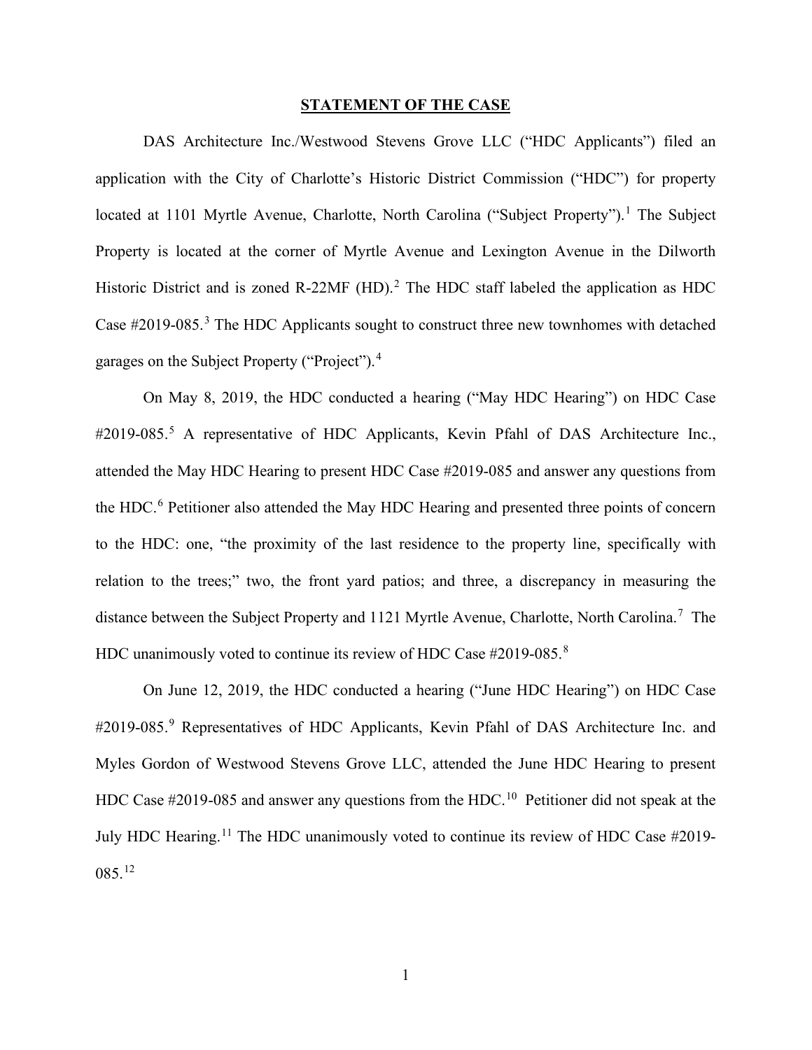## STATEMENT OF THE CASE

DAS Architecture Inc./Westwood Stevens Grove LLC ("HDC Applicants") filed an application with the City of Charlotte's Historic District Commission ("HDC") for property located at 1101 Myrtle Avenue, Charlotte, North Carolina ("Subject Property").[1] The Subject Property is located at the corner of Myrtle Avenue and Lexington Avenue in the Dilworth Historic District and is zoned R-22MF (HD).[2] The HDC staff labeled the application as HDC Case #2019-085.[3] The HDC Applicants sought to construct three new townhomes with detached garages on the Subject Property ("Project").[4]

On May 8, 2019, the HDC conducted a hearing ("May HDC Hearing") on HDC Case #2019-085.[5] A representative of HDC Applicants, Kevin Pfahl of DAS Architecture Inc., attended the May HDC Hearing to present HDC Case #2019-085 and answer any questions from the HDC.[6] Petitioner also attended the May HDC Hearing and presented three points of concern to the HDC: one, "the proximity of the last residence to the property line, specifically with relation to the trees;" two, the front yard patios; and three, a discrepancy in measuring the distance between the Subject Property and 1121 Myrtle Avenue, Charlotte, North Carolina.[7] The HDC unanimously voted to continue its review of HDC Case #2019-085.[8]

On June 12, 2019, the HDC conducted a hearing ("June HDC Hearing") on HDC Case #2019-085.[9] Representatives of HDC Applicants, Kevin Pfahl of DAS Architecture Inc. and Myles Gordon of Westwood Stevens Grove LLC, attended the June HDC Hearing to present HDC Case #2019-085 and answer any questions from the HDC.[10] Petitioner did not speak at the July HDC Hearing.[11] The HDC unanimously voted to continue its review of HDC Case #2019-085.[12]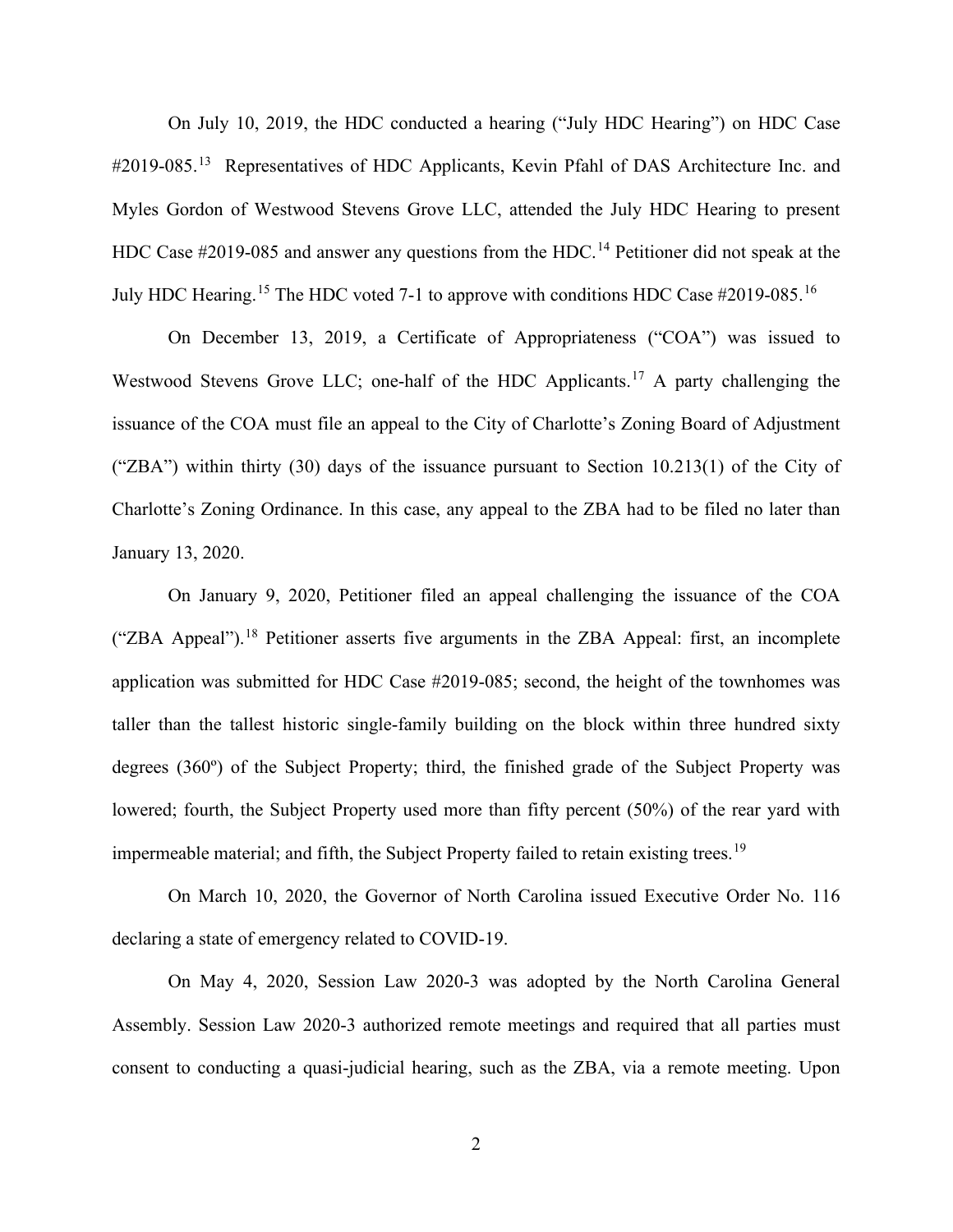On July 10, 2019, the HDC conducted a hearing ("July HDC Hearing") on HDC Case #2019-085.[13] Representatives of HDC Applicants, Kevin Pfahl of DAS Architecture Inc. and Myles Gordon of Westwood Stevens Grove LLC, attended the July HDC Hearing to present HDC Case #2019-085 and answer any questions from the HDC.[14] Petitioner did not speak at the July HDC Hearing.[15] The HDC voted 7-1 to approve with conditions HDC Case #2019-085.[16]

On December 13, 2019, a Certificate of Appropriateness ("COA") was issued to Westwood Stevens Grove LLC; one-half of the HDC Applicants.[17] A party challenging the issuance of the COA must file an appeal to the City of Charlotte's Zoning Board of Adjustment ("ZBA") within thirty (30) days of the issuance pursuant to Section 10.213(1) of the City of Charlotte's Zoning Ordinance. In this case, any appeal to the ZBA had to be filed no later than January 13, 2020.

On January 9, 2020, Petitioner filed an appeal challenging the issuance of the COA ("ZBA Appeal").[18] Petitioner asserts five arguments in the ZBA Appeal: first, an incomplete application was submitted for HDC Case #2019-085; second, the height of the townhomes was taller than the tallest historic single-family building on the block within three hundred sixty degrees (360º) of the Subject Property; third, the finished grade of the Subject Property was lowered; fourth, the Subject Property used more than fifty percent (50%) of the rear yard with impermeable material; and fifth, the Subject Property failed to retain existing trees.[19]

On March 10, 2020, the Governor of North Carolina issued Executive Order No. 116 declaring a state of emergency related to COVID-19.

On May 4, 2020, Session Law 2020-3 was adopted by the North Carolina General Assembly. Session Law 2020-3 authorized remote meetings and required that all parties must consent to conducting a quasi-judicial hearing, such as the ZBA, via a remote meeting. Upon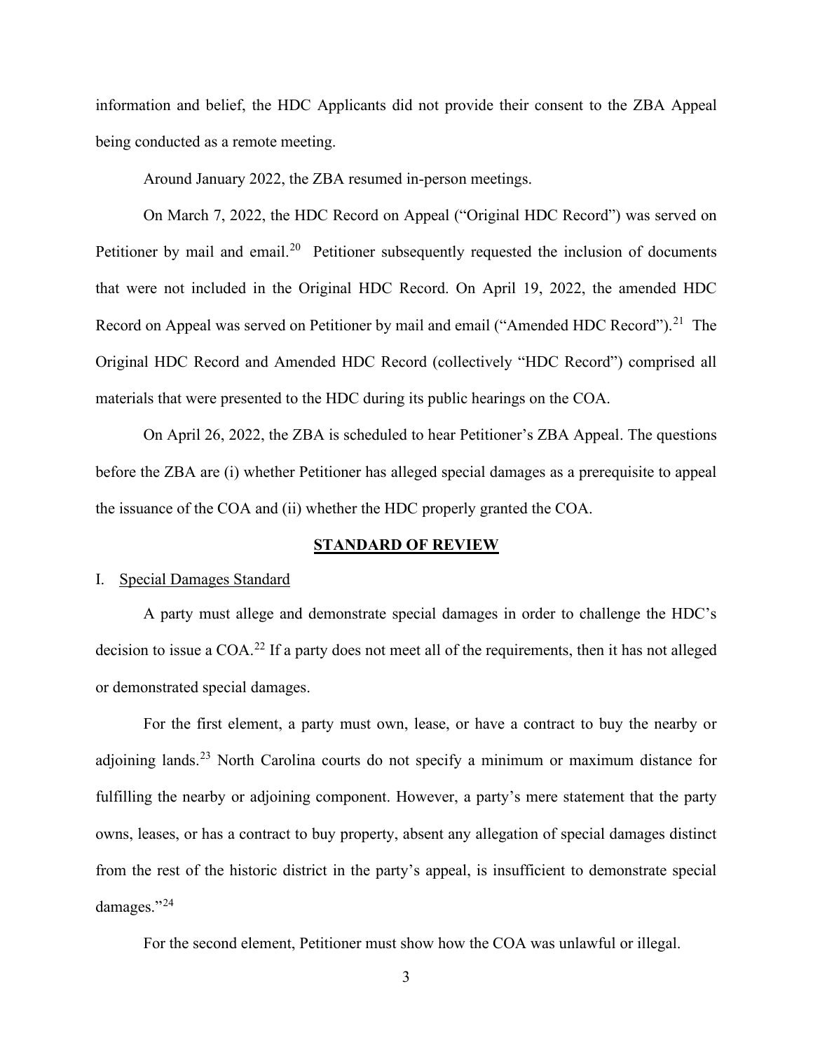information and belief, the HDC Applicants did not provide their consent to the ZBA Appeal being conducted as a remote meeting.

Around January 2022, the ZBA resumed in-person meetings.

On March 7, 2022, the HDC Record on Appeal ("Original HDC Record") was served on Petitioner by mail and email.[20] Petitioner subsequently requested the inclusion of documents that were not included in the Original HDC Record. On April 19, 2022, the amended HDC Record on Appeal was served on Petitioner by mail and email ("Amended HDC Record").[21] The Original HDC Record and Amended HDC Record (collectively "HDC Record") comprised all materials that were presented to the HDC during its public hearings on the COA.

On April 26, 2022, the ZBA is scheduled to hear Petitioner's ZBA Appeal. The questions before the ZBA are (i) whether Petitioner has alleged special damages as a prerequisite to appeal the issuance of the COA and (ii) whether the HDC properly granted the COA.

## STANDARD OF REVIEW

### I. Special Damages Standard

A party must allege and demonstrate special damages in order to challenge the HDC's decision to issue a COA.[22] If a party does not meet all of the requirements, then it has not alleged or demonstrated special damages.

For the first element, a party must own, lease, or have a contract to buy the nearby or adjoining lands.[23] North Carolina courts do not specify a minimum or maximum distance for fulfilling the nearby or adjoining component. However, a party's mere statement that the party owns, leases, or has a contract to buy property, absent any allegation of special damages distinct from the rest of the historic district in the party's appeal, is insufficient to demonstrate special damages."[24]

For the second element, Petitioner must show how the COA was unlawful or illegal.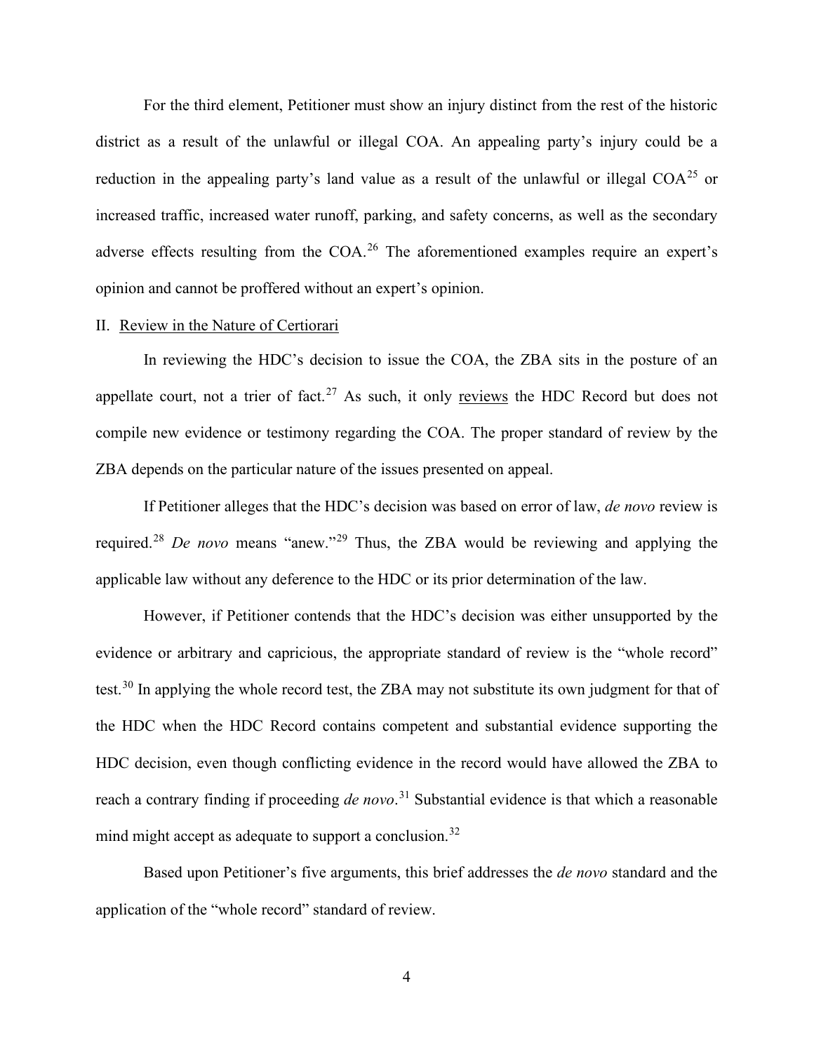For the third element, Petitioner must show an injury distinct from the rest of the historic district as a result of the unlawful or illegal COA. An appealing party's injury could be a reduction in the appealing party's land value as a result of the unlawful or illegal COA[25] or increased traffic, increased water runoff, parking, and safety concerns, as well as the secondary adverse effects resulting from the COA.[26] The aforementioned examples require an expert's opinion and cannot be proffered without an expert's opinion.

## II. <u>Review in the Nature of Certiorari</u>

In reviewing the HDC's decision to issue the COA, the ZBA sits in the posture of an appellate court, not a trier of fact.[27] As such, it only <u>reviews</u> the HDC Record but does not compile new evidence or testimony regarding the COA. The proper standard of review by the ZBA depends on the particular nature of the issues presented on appeal.

If Petitioner alleges that the HDC's decision was based on error of law, *de novo* review is required.[28] *De novo* means "anew."[29] Thus, the ZBA would be reviewing and applying the applicable law without any deference to the HDC or its prior determination of the law.

However, if Petitioner contends that the HDC's decision was either unsupported by the evidence or arbitrary and capricious, the appropriate standard of review is the "whole record" test.[30] In applying the whole record test, the ZBA may not substitute its own judgment for that of the HDC when the HDC Record contains competent and substantial evidence supporting the HDC decision, even though conflicting evidence in the record would have allowed the ZBA to reach a contrary finding if proceeding *de novo*.[31] Substantial evidence is that which a reasonable mind might accept as adequate to support a conclusion.[32]

Based upon Petitioner's five arguments, this brief addresses the *de novo* standard and the application of the "whole record" standard of review.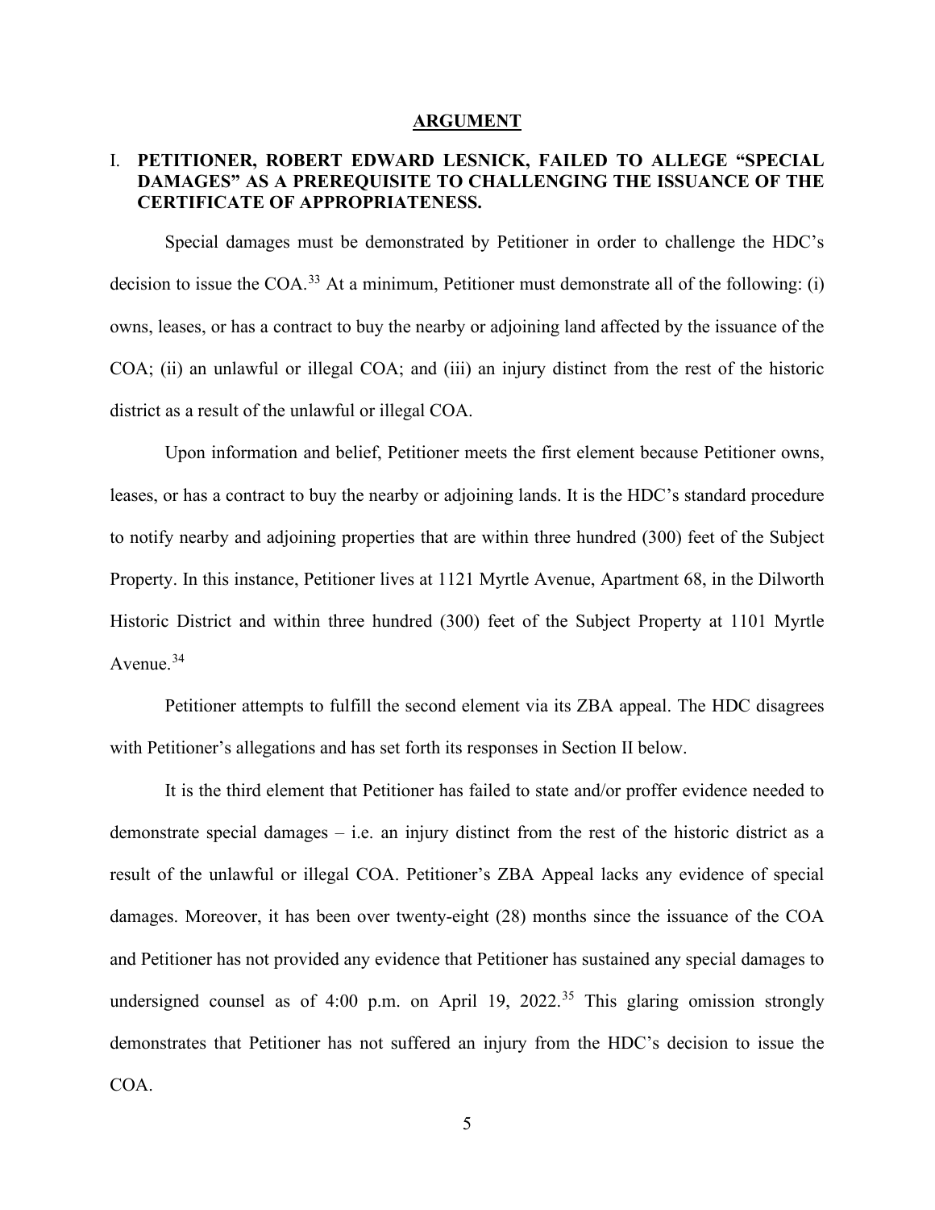## ARGUMENT

### I. PETITIONER, ROBERT EDWARD LESNICK, FAILED TO ALLEGE "SPECIAL DAMAGES" AS A PREREQUISITE TO CHALLENGING THE ISSUANCE OF THE CERTIFICATE OF APPROPRIATENESS.

Special damages must be demonstrated by Petitioner in order to challenge the HDC's decision to issue the COA.[33] At a minimum, Petitioner must demonstrate all of the following: (i) owns, leases, or has a contract to buy the nearby or adjoining land affected by the issuance of the COA; (ii) an unlawful or illegal COA; and (iii) an injury distinct from the rest of the historic district as a result of the unlawful or illegal COA.

Upon information and belief, Petitioner meets the first element because Petitioner owns, leases, or has a contract to buy the nearby or adjoining lands. It is the HDC's standard procedure to notify nearby and adjoining properties that are within three hundred (300) feet of the Subject Property. In this instance, Petitioner lives at 1121 Myrtle Avenue, Apartment 68, in the Dilworth Historic District and within three hundred (300) feet of the Subject Property at 1101 Myrtle Avenue.[34]

Petitioner attempts to fulfill the second element via its ZBA appeal. The HDC disagrees with Petitioner's allegations and has set forth its responses in Section II below.

It is the third element that Petitioner has failed to state and/or proffer evidence needed to demonstrate special damages – i.e. an injury distinct from the rest of the historic district as a result of the unlawful or illegal COA. Petitioner's ZBA Appeal lacks any evidence of special damages. Moreover, it has been over twenty-eight (28) months since the issuance of the COA and Petitioner has not provided any evidence that Petitioner has sustained any special damages to undersigned counsel as of 4:00 p.m. on April 19, 2022.[35] This glaring omission strongly demonstrates that Petitioner has not suffered an injury from the HDC's decision to issue the COA.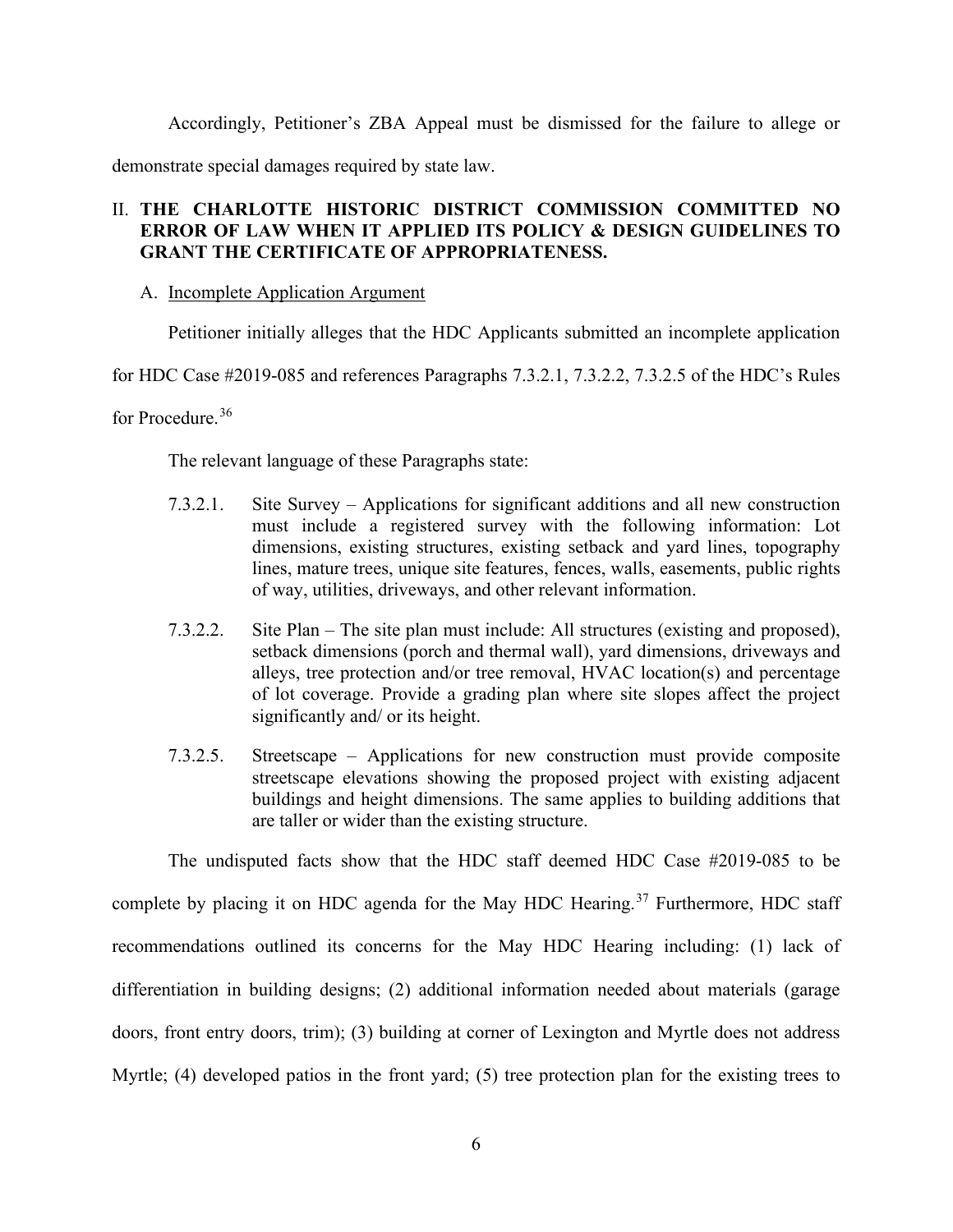Accordingly, Petitioner's ZBA Appeal must be dismissed for the failure to allege or demonstrate special damages required by state law.

## II. THE CHARLOTTE HISTORIC DISTRICT COMMISSION COMMITTED NO ERROR OF LAW WHEN IT APPLIED ITS POLICY & DESIGN GUIDELINES TO GRANT THE CERTIFICATE OF APPROPRIATENESS.

### A. Incomplete Application Argument

Petitioner initially alleges that the HDC Applicants submitted an incomplete application for HDC Case #2019-085 and references Paragraphs 7.3.2.1, 7.3.2.2, 7.3.2.5 of the HDC's Rules for Procedure.[36]

The relevant language of these Paragraphs state:

> 7.3.2.1. Site Survey – Applications for significant additions and all new construction must include a registered survey with the following information: Lot dimensions, existing structures, existing setback and yard lines, topography lines, mature trees, unique site features, fences, walls, easements, public rights of way, utilities, driveways, and other relevant information.
>
> 7.3.2.2. Site Plan – The site plan must include: All structures (existing and proposed), setback dimensions (porch and thermal wall), yard dimensions, driveways and alleys, tree protection and/or tree removal, HVAC location(s) and percentage of lot coverage. Provide a grading plan where site slopes affect the project significantly and/ or its height.
>
> 7.3.2.5. Streetscape – Applications for new construction must provide composite streetscape elevations showing the proposed project with existing adjacent buildings and height dimensions. The same applies to building additions that are taller or wider than the existing structure.

The undisputed facts show that the HDC staff deemed HDC Case #2019-085 to be complete by placing it on HDC agenda for the May HDC Hearing.[37] Furthermore, HDC staff recommendations outlined its concerns for the May HDC Hearing including: (1) lack of differentiation in building designs; (2) additional information needed about materials (garage doors, front entry doors, trim); (3) building at corner of Lexington and Myrtle does not address Myrtle; (4) developed patios in the front yard; (5) tree protection plan for the existing trees to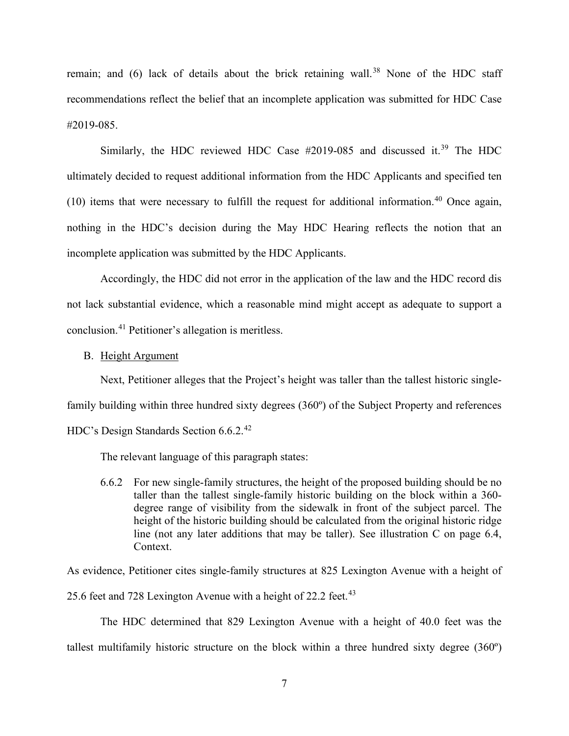remain; and (6) lack of details about the brick retaining wall.[38] None of the HDC staff recommendations reflect the belief that an incomplete application was submitted for HDC Case #2019-085.

Similarly, the HDC reviewed HDC Case #2019-085 and discussed it.[39] The HDC ultimately decided to request additional information from the HDC Applicants and specified ten (10) items that were necessary to fulfill the request for additional information.[40] Once again, nothing in the HDC's decision during the May HDC Hearing reflects the notion that an incomplete application was submitted by the HDC Applicants.

Accordingly, the HDC did not error in the application of the law and the HDC record dis not lack substantial evidence, which a reasonable mind might accept as adequate to support a conclusion.[41] Petitioner's allegation is meritless.

B. <u>Height Argument</u>

Next, Petitioner alleges that the Project's height was taller than the tallest historic single-family building within three hundred sixty degrees (360º) of the Subject Property and references HDC's Design Standards Section 6.6.2.[42]

The relevant language of this paragraph states:

> 6.6.2 For new single-family structures, the height of the proposed building should be no taller than the tallest single-family historic building on the block within a 360-degree range of visibility from the sidewalk in front of the subject parcel. The height of the historic building should be calculated from the original historic ridge line (not any later additions that may be taller). See illustration C on page 6.4, Context.

As evidence, Petitioner cites single-family structures at 825 Lexington Avenue with a height of 25.6 feet and 728 Lexington Avenue with a height of 22.2 feet.[43]

The HDC determined that 829 Lexington Avenue with a height of 40.0 feet was the tallest multifamily historic structure on the block within a three hundred sixty degree (360º)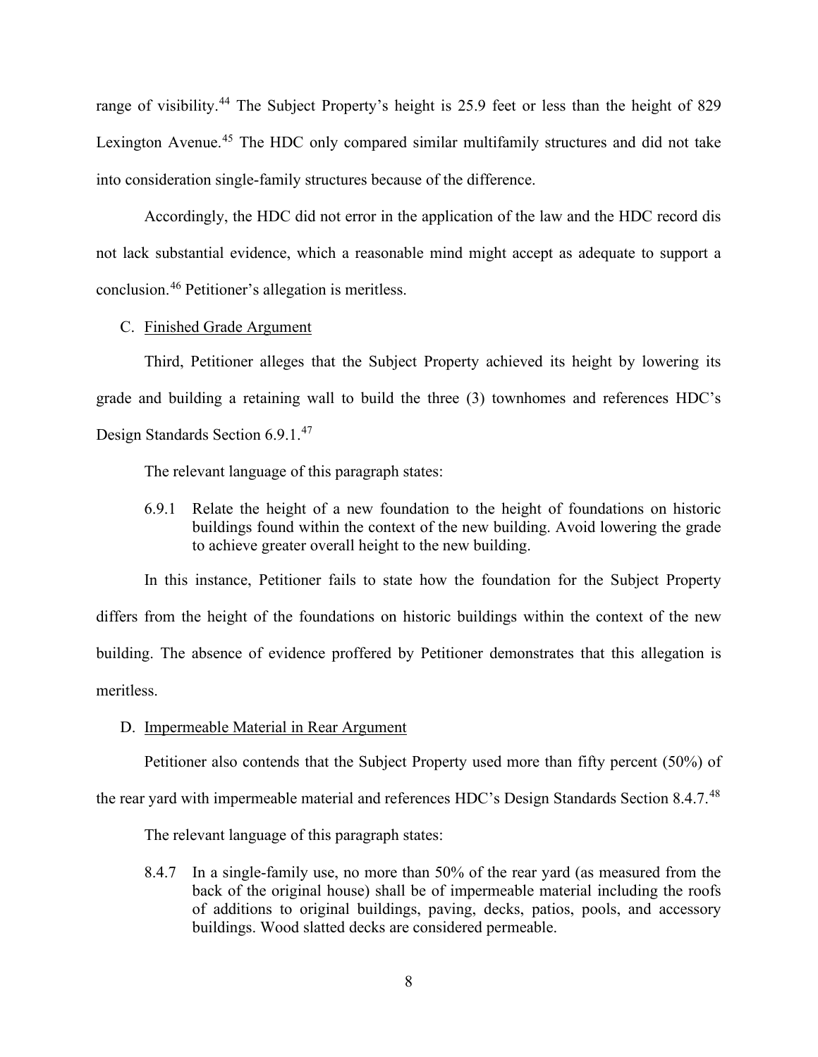range of visibility.[44] The Subject Property's height is 25.9 feet or less than the height of 829 Lexington Avenue.[45] The HDC only compared similar multifamily structures and did not take into consideration single-family structures because of the difference.

Accordingly, the HDC did not error in the application of the law and the HDC record dis not lack substantial evidence, which a reasonable mind might accept as adequate to support a conclusion.[46] Petitioner's allegation is meritless.

C. <u>Finished Grade Argument</u>

Third, Petitioner alleges that the Subject Property achieved its height by lowering its grade and building a retaining wall to build the three (3) townhomes and references HDC's Design Standards Section 6.9.1.[47]

The relevant language of this paragraph states:

> 6.9.1 Relate the height of a new foundation to the height of foundations on historic buildings found within the context of the new building. Avoid lowering the grade to achieve greater overall height to the new building.

In this instance, Petitioner fails to state how the foundation for the Subject Property differs from the height of the foundations on historic buildings within the context of the new building. The absence of evidence proffered by Petitioner demonstrates that this allegation is meritless.

D. <u>Impermeable Material in Rear Argument</u>

Petitioner also contends that the Subject Property used more than fifty percent (50%) of the rear yard with impermeable material and references HDC's Design Standards Section 8.4.7.[48]

The relevant language of this paragraph states:

> 8.4.7 In a single-family use, no more than 50% of the rear yard (as measured from the back of the original house) shall be of impermeable material including the roofs of additions to original buildings, paving, decks, patios, pools, and accessory buildings. Wood slatted decks are considered permeable.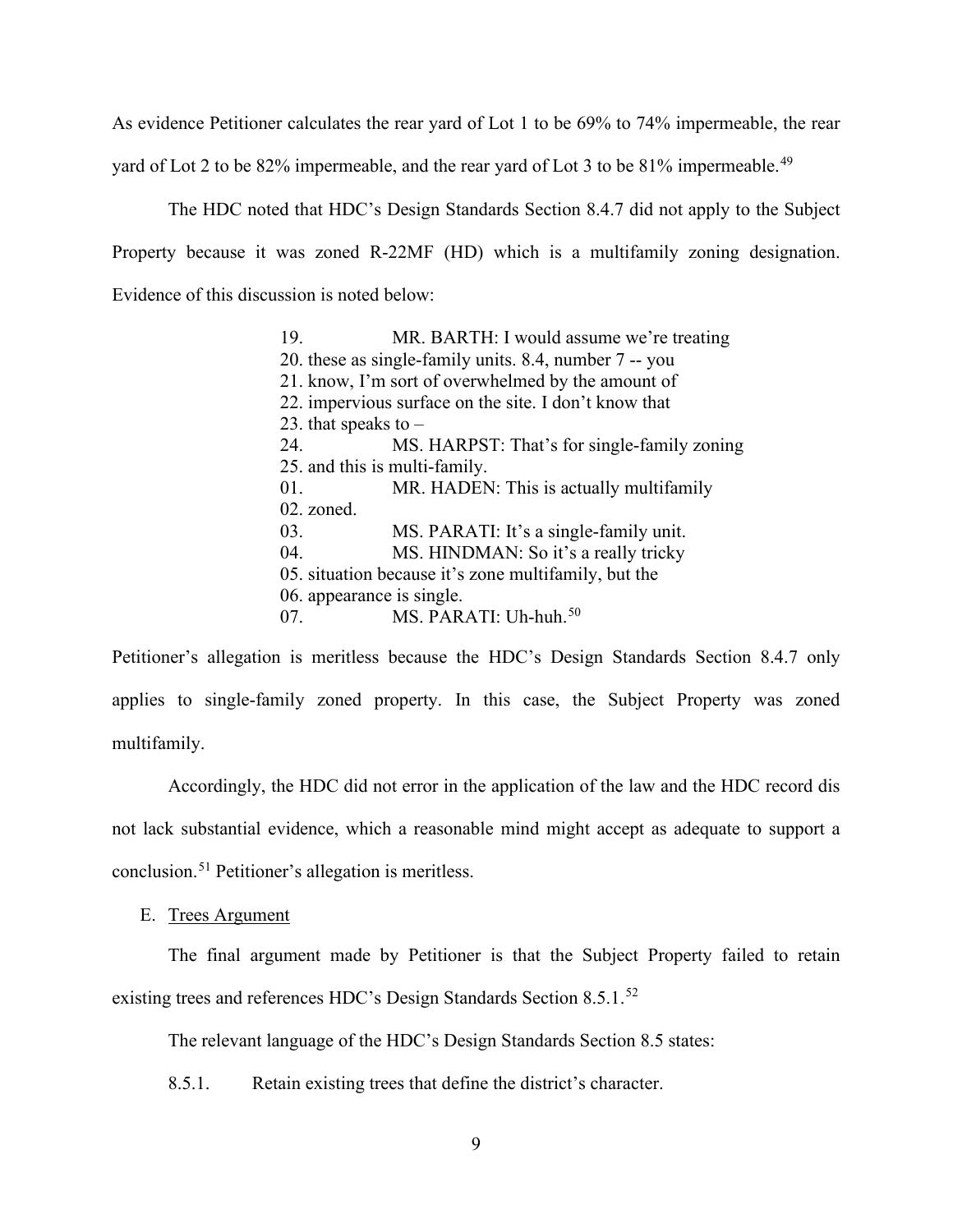As evidence Petitioner calculates the rear yard of Lot 1 to be 69% to 74% impermeable, the rear yard of Lot 2 to be 82% impermeable, and the rear yard of Lot 3 to be 81% impermeable.[49]

The HDC noted that HDC's Design Standards Section 8.4.7 did not apply to the Subject Property because it was zoned R-22MF (HD) which is a multifamily zoning designation. Evidence of this discussion is noted below:

> 19. MR. BARTH: I would assume we're treating
> 20. these as single-family units. 8.4, number 7 -- you
> 21. know, I'm sort of overwhelmed by the amount of
> 22. impervious surface on the site. I don't know that
> 23. that speaks to –
> 24. MS. HARPST: That's for single-family zoning
> 25. and this is multi-family.
> 01. MR. HADEN: This is actually multifamily
> 02. zoned.
> 03. MS. PARATI: It's a single-family unit.
> 04. MS. HINDMAN: So it's a really tricky
> 05. situation because it's zone multifamily, but the
> 06. appearance is single.
> 07. MS. PARATI: Uh-huh.[50]

Petitioner's allegation is meritless because the HDC's Design Standards Section 8.4.7 only applies to single-family zoned property. In this case, the Subject Property was zoned multifamily.

Accordingly, the HDC did not error in the application of the law and the HDC record dis not lack substantial evidence, which a reasonable mind might accept as adequate to support a conclusion.[51] Petitioner's allegation is meritless.

E. Trees Argument

The final argument made by Petitioner is that the Subject Property failed to retain existing trees and references HDC's Design Standards Section 8.5.1.[52]

The relevant language of the HDC's Design Standards Section 8.5 states:

8.5.1. Retain existing trees that define the district's character.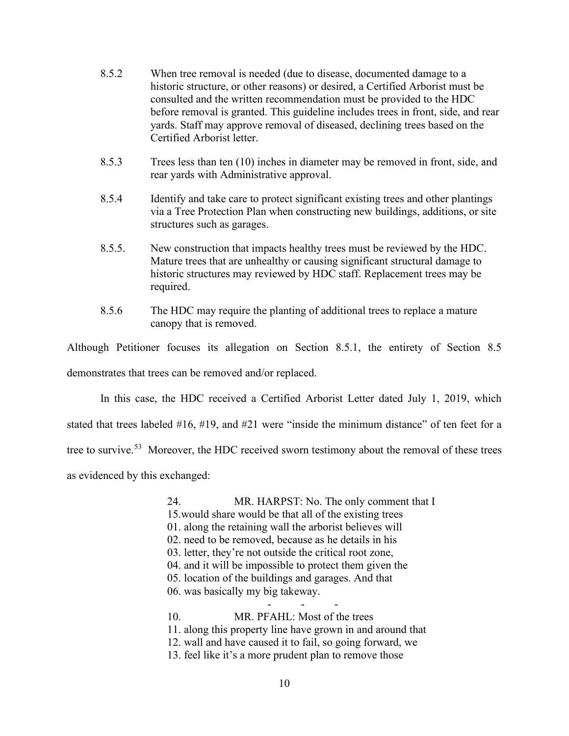8.5.2 When tree removal is needed (due to disease, documented damage to a historic structure, or other reasons) or desired, a Certified Arborist must be consulted and the written recommendation must be provided to the HDC before removal is granted. This guideline includes trees in front, side, and rear yards. Staff may approve removal of diseased, declining trees based on the Certified Arborist letter.

8.5.3 Trees less than ten (10) inches in diameter may be removed in front, side, and rear yards with Administrative approval.

8.5.4 Identify and take care to protect significant existing trees and other plantings via a Tree Protection Plan when constructing new buildings, additions, or site structures such as garages.

8.5.5. New construction that impacts healthy trees must be reviewed by the HDC. Mature trees that are unhealthy or causing significant structural damage to historic structures may reviewed by HDC staff. Replacement trees may be required.

8.5.6 The HDC may require the planting of additional trees to replace a mature canopy that is removed.

Although Petitioner focuses its allegation on Section 8.5.1, the entirety of Section 8.5 demonstrates that trees can be removed and/or replaced.

In this case, the HDC received a Certified Arborist Letter dated July 1, 2019, which stated that trees labeled #16, #19, and #21 were "inside the minimum distance" of ten feet for a tree to survive.[53] Moreover, the HDC received sworn testimony about the removal of these trees as evidenced by this exchanged:

> 24. MR. HARPST: No. The only comment that I
> 15.would share would be that all of the existing trees
> 01. along the retaining wall the arborist believes will
> 02. need to be removed, because as he details in his
> 03. letter, they're not outside the critical root zone,
> 04. and it will be impossible to protect them given the
> 05. location of the buildings and garages. And that
> 06. was basically my big takeway.
>
> \- - -
>
> 10. MR. PFAHL: Most of the trees
> 11. along this property line have grown in and around that
> 12. wall and have caused it to fail, so going forward, we
> 13. feel like it's a more prudent plan to remove those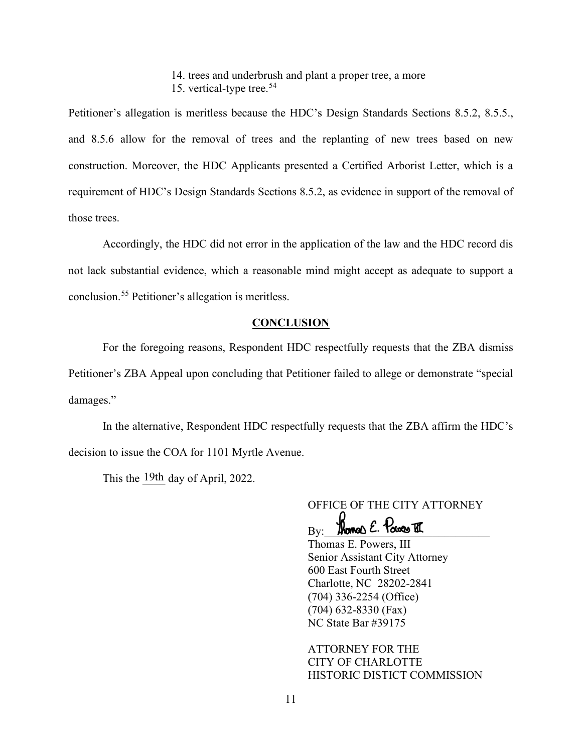14. trees and underbrush and plant a proper tree, a more
15. vertical-type tree.[54]

Petitioner's allegation is meritless because the HDC's Design Standards Sections 8.5.2, 8.5.5., and 8.5.6 allow for the removal of trees and the replanting of new trees based on new construction. Moreover, the HDC Applicants presented a Certified Arborist Letter, which is a requirement of HDC's Design Standards Sections 8.5.2, as evidence in support of the removal of those trees.

Accordingly, the HDC did not error in the application of the law and the HDC record dis not lack substantial evidence, which a reasonable mind might accept as adequate to support a conclusion.[55] Petitioner's allegation is meritless.

## CONCLUSION

For the foregoing reasons, Respondent HDC respectfully requests that the ZBA dismiss Petitioner's ZBA Appeal upon concluding that Petitioner failed to allege or demonstrate "special damages."

In the alternative, Respondent HDC respectfully requests that the ZBA affirm the HDC's decision to issue the COA for 1101 Myrtle Avenue.

This the 19th day of April, 2022.

OFFICE OF THE CITY ATTORNEY

By: Thomas E. Powers III

Thomas E. Powers, III
Senior Assistant City Attorney
600 East Fourth Street
Charlotte, NC 28202-2841
(704) 336-2254 (Office)
(704) 632-8330 (Fax)
NC State Bar #39175

ATTORNEY FOR THE
CITY OF CHARLOTTE
HISTORIC DISTICT COMMISSION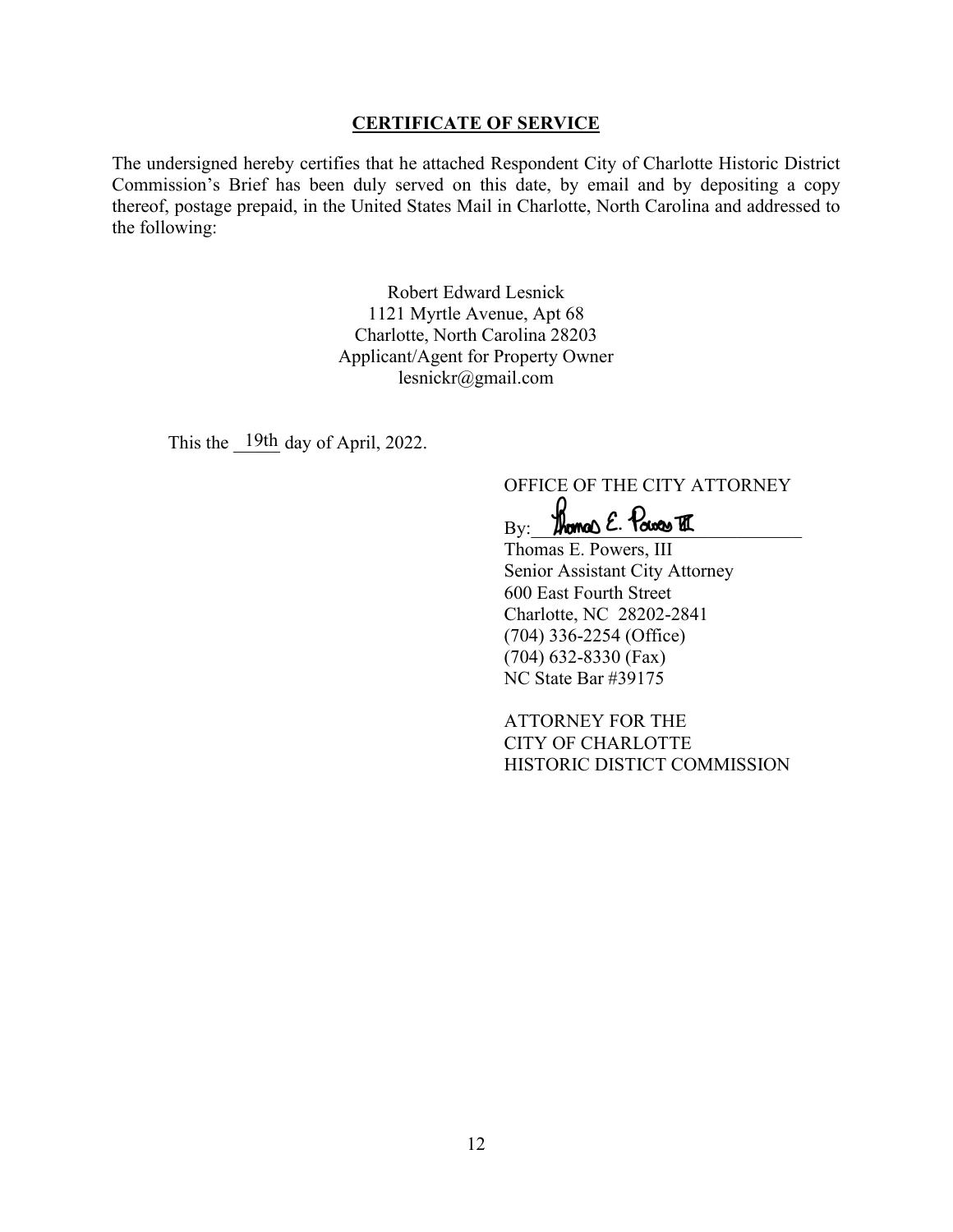**CERTIFICATE OF SERVICE**

The undersigned hereby certifies that he attached Respondent City of Charlotte Historic District Commission's Brief has been duly served on this date, by email and by depositing a copy thereof, postage prepaid, in the United States Mail in Charlotte, North Carolina and addressed to the following:

Robert Edward Lesnick
1121 Myrtle Avenue, Apt 68
Charlotte, North Carolina 28203
Applicant/Agent for Property Owner
lesnickr@gmail.com

This the 19th day of April, 2022.

OFFICE OF THE CITY ATTORNEY

By: Thomas E. Powers III

Thomas E. Powers, III
Senior Assistant City Attorney
600 East Fourth Street
Charlotte, NC 28202-2841
(704) 336-2254 (Office)
(704) 632-8330 (Fax)
NC State Bar #39175

ATTORNEY FOR THE
CITY OF CHARLOTTE
HISTORIC DISTICT COMMISSION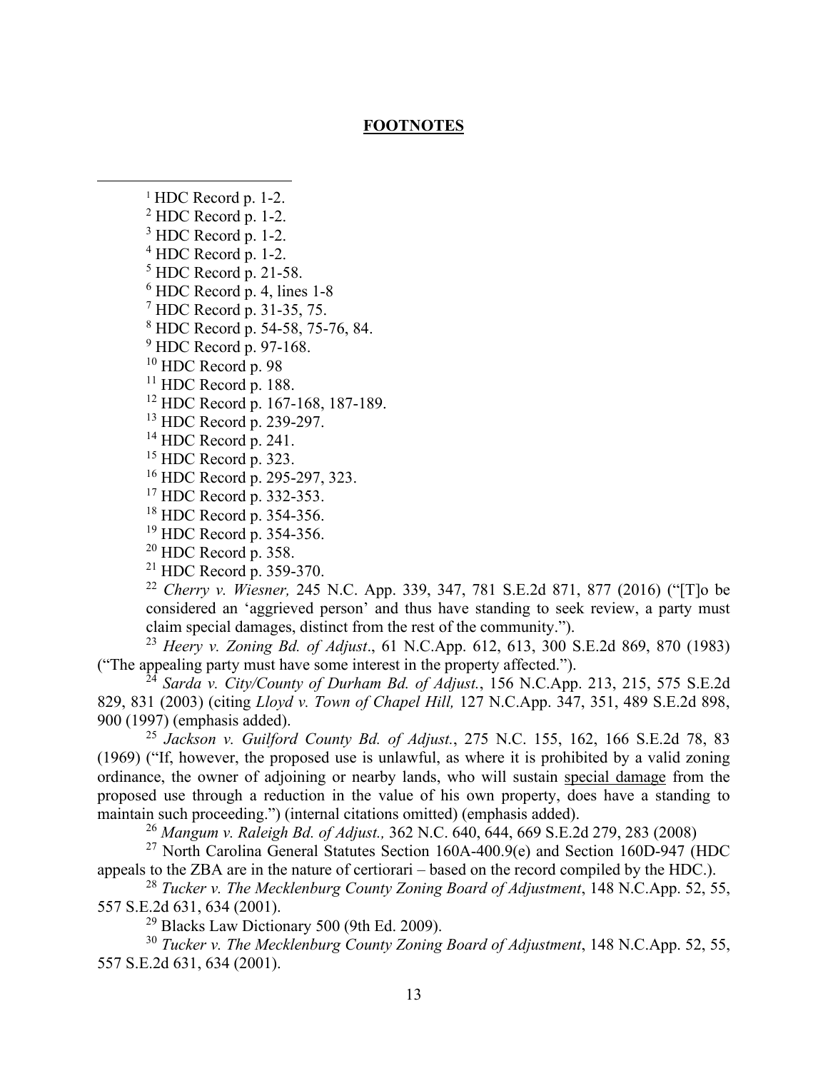## FOOTNOTES

[1] HDC Record p. 1-2.

[2] HDC Record p. 1-2.

[3] HDC Record p. 1-2.

[4] HDC Record p. 1-2.

[5] HDC Record p. 21-58.

[6] HDC Record p. 4, lines 1-8

[7] HDC Record p. 31-35, 75.

[8] HDC Record p. 54-58, 75-76, 84.

[9] HDC Record p. 97-168.

[10] HDC Record p. 98

[11] HDC Record p. 188.

[12] HDC Record p. 167-168, 187-189.

[13] HDC Record p. 239-297.

[14] HDC Record p. 241.

[15] HDC Record p. 323.

[16] HDC Record p. 295-297, 323.

[17] HDC Record p. 332-353.

[18] HDC Record p. 354-356.

[19] HDC Record p. 354-356.

[20] HDC Record p. 358.

[21] HDC Record p. 359-370.

[22] *Cherry v. Wiesner,* 245 N.C. App. 339, 347, 781 S.E.2d 871, 877 (2016) ("[T]o be considered an 'aggrieved person' and thus have standing to seek review, a party must claim special damages, distinct from the rest of the community.").

[23] *Heery v. Zoning Bd. of Adjust*., 61 N.C.App. 612, 613, 300 S.E.2d 869, 870 (1983) ("The appealing party must have some interest in the property affected.").

[24] *Sarda v. City/County of Durham Bd. of Adjust.*, 156 N.C.App. 213, 215, 575 S.E.2d 829, 831 (2003) (citing *Lloyd v. Town of Chapel Hill,* 127 N.C.App. 347, 351, 489 S.E.2d 898, 900 (1997) (emphasis added).

[25] *Jackson v. Guilford County Bd. of Adjust.*, 275 N.C. 155, 162, 166 S.E.2d 78, 83 (1969) ("If, however, the proposed use is unlawful, as where it is prohibited by a valid zoning ordinance, the owner of adjoining or nearby lands, who will sustain <u>special damage</u> from the proposed use through a reduction in the value of his own property, does have a standing to maintain such proceeding.") (internal citations omitted) (emphasis added).

[26] *Mangum v. Raleigh Bd. of Adjust.,* 362 N.C. 640, 644, 669 S.E.2d 279, 283 (2008)

[27] North Carolina General Statutes Section 160A-400.9(e) and Section 160D-947 (HDC appeals to the ZBA are in the nature of certiorari – based on the record compiled by the HDC.).

[28] *Tucker v. The Mecklenburg County Zoning Board of Adjustment*, 148 N.C.App. 52, 55, 557 S.E.2d 631, 634 (2001).

[29] Blacks Law Dictionary 500 (9th Ed. 2009).

[30] *Tucker v. The Mecklenburg County Zoning Board of Adjustment*, 148 N.C.App. 52, 55, 557 S.E.2d 631, 634 (2001).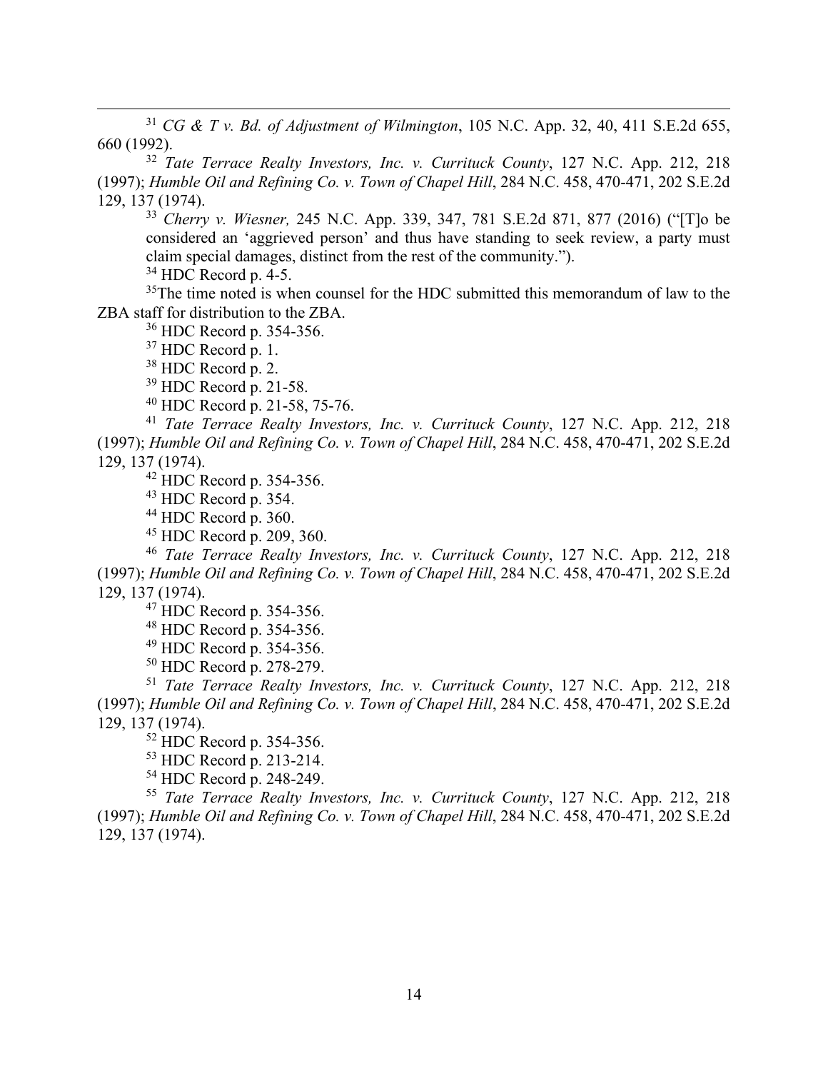[31] *CG & T v. Bd. of Adjustment of Wilmington*, 105 N.C. App. 32, 40, 411 S.E.2d 655, 660 (1992).

[32] *Tate Terrace Realty Investors, Inc. v. Currituck County*, 127 N.C. App. 212, 218 (1997); *Humble Oil and Refining Co. v. Town of Chapel Hill*, 284 N.C. 458, 470-471, 202 S.E.2d 129, 137 (1974).

[33] *Cherry v. Wiesner,* 245 N.C. App. 339, 347, 781 S.E.2d 871, 877 (2016) ("[T]o be considered an 'aggrieved person' and thus have standing to seek review, a party must claim special damages, distinct from the rest of the community.").

[34] HDC Record p. 4-5.

[35] The time noted is when counsel for the HDC submitted this memorandum of law to the ZBA staff for distribution to the ZBA.

[36] HDC Record p. 354-356.

[37] HDC Record p. 1.

[38] HDC Record p. 2.

[39] HDC Record p. 21-58.

[40] HDC Record p. 21-58, 75-76.

[41] *Tate Terrace Realty Investors, Inc. v. Currituck County*, 127 N.C. App. 212, 218 (1997); *Humble Oil and Refining Co. v. Town of Chapel Hill*, 284 N.C. 458, 470-471, 202 S.E.2d 129, 137 (1974).

[42] HDC Record p. 354-356.

[43] HDC Record p. 354.

[44] HDC Record p. 360.

[45] HDC Record p. 209, 360.

[46] *Tate Terrace Realty Investors, Inc. v. Currituck County*, 127 N.C. App. 212, 218 (1997); *Humble Oil and Refining Co. v. Town of Chapel Hill*, 284 N.C. 458, 470-471, 202 S.E.2d 129, 137 (1974).

[47] HDC Record p. 354-356.

[48] HDC Record p. 354-356.

[49] HDC Record p. 354-356.

[50] HDC Record p. 278-279.

[51] *Tate Terrace Realty Investors, Inc. v. Currituck County*, 127 N.C. App. 212, 218 (1997); *Humble Oil and Refining Co. v. Town of Chapel Hill*, 284 N.C. 458, 470-471, 202 S.E.2d 129, 137 (1974).

[52] HDC Record p. 354-356.

[53] HDC Record p. 213-214.

[54] HDC Record p. 248-249.

[55] *Tate Terrace Realty Investors, Inc. v. Currituck County*, 127 N.C. App. 212, 218 (1997); *Humble Oil and Refining Co. v. Town of Chapel Hill*, 284 N.C. 458, 470-471, 202 S.E.2d 129, 137 (1974).